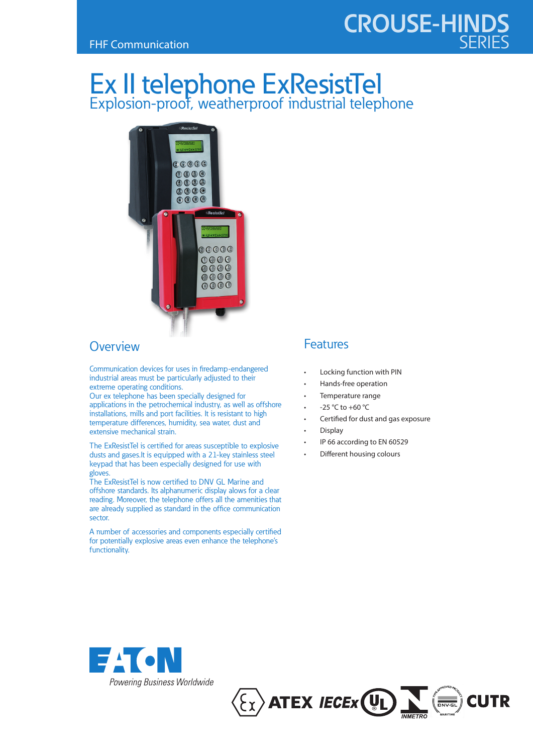FHF Communication

CROUSE-HINDS SERIES

# Ex II telephone ExResistTel

## Explosion-proof, weatherproof industrial telephone

## Overview

Communication devices for uses in firedamp-endangered industrial areas must be particularly adjusted to their extreme operating conditions.
Our ex telephone has been specially designed for applications in the petrochemical industry, as well as offshore installations, mills and port facilities. It is resistant to high temperature differences, humidity, sea water, dust and extensive mechanical strain.

The ExResistTel is certified for areas susceptible to explosive dusts and gases.It is equipped with a 21-key stainless steel keypad that has been especially designed for use with gloves.
The ExResistTel is now certified to DNV GL Marine and offshore standards. Its alphanumeric display allows for a clear reading. Moreover, the telephone offers all the amenities that are already supplied as standard in the office communication sector.

A number of accessories and components especially certified for potentially explosive areas even enhance the telephone's functionality.

## Features

- Locking function with PIN
- Hands-free operation
- Temperature range
- -25 °C to +60 °C
- Certified for dust and gas exposure
- Display
- IP 66 according to EN 60529
- Different housing colours

EATON
Powering Business Worldwide

ATEX IECEx UL INMETRO DNV-GL CUTR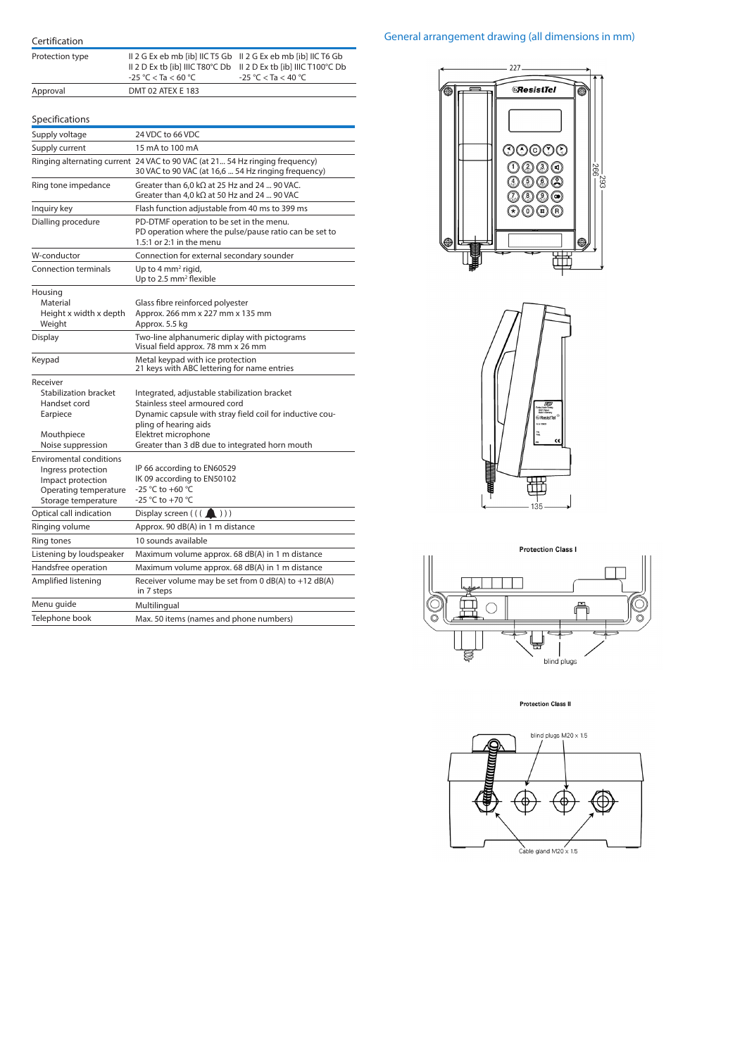## Certification

| Certification | | |
|---|---|---|
| Protection type | II 2 G Ex eb mb [ib] IIC T5 Gb<br>II 2 D Ex tb [ib] IIIC T80°C Db<br>-25 °C < Ta < 60 °C | II 2 G Ex eb mb [ib] IIC T6 Gb<br>II 2 D Ex tb [ib] IIIC T100°C Db<br>-25 °C < Ta < 40 °C |
| Approval | DMT 02 ATEX E 183 | |

## Specifications

| Specifications | |
|---|---|
| Supply voltage | 24 VDC to 66 VDC |
| Supply current | 15 mA to 100 mA |
| Ringing alternating current | 24 VAC to 90 VAC (at 21... 54 Hz ringing frequency)<br>30 VAC to 90 VAC (at 16,6 ... 54 Hz ringing frequency) |
| Ring tone impedance | Greater than 6,0 kΩ at 25 Hz and 24 ... 90 VAC.<br>Greater than 4,0 kΩ at 50 Hz and 24 ... 90 VAC |
| Inquiry key | Flash function adjustable from 40 ms to 399 ms |
| Dialling procedure | PD-DTMF operation to be set in the menu.<br>PD operation where the pulse/pause ratio can be set to 1.5:1 or 2:1 in the menu |
| W-conductor | Connection for external secondary sounder |
| Connection terminals | Up to 4 mm² rigid,<br>Up to 2.5 mm² flexible |
| Housing | |
| Material | Glass fibre reinforced polyester |
| Height x width x depth | Approx. 266 mm x 227 mm x 135 mm |
| Weight | Approx. 5.5 kg |
| Display | Two-line alphanumeric diplay with pictograms<br>Visual field approx. 78 mm x 26 mm |
| Keypad | Metal keypad with ice protection<br>21 keys with ABC lettering for name entries |
| Receiver | |
| Stabilization bracket | Integrated, adjustable stabilization bracket |
| Handset cord | Stainless steel armoured cord |
| Earpiece | Dynamic capsule with stray field coil for inductive coupling of hearing aids |
| Mouthpiece | Elektret microphone |
| Noise suppression | Greater than 3 dB due to integrated horn mouth |
| Enviromental conditions | |
| Ingress protection | IP 66 according to EN60529 |
| Impact protection | IK 09 according to EN50102 |
| Operating temperature | -25 °C to +60 °C |
| Storage temperature | -25 °C to +70 °C |
| Optical call indication | Display screen ((( 🔔 ))) |
| Ringing volume | Approx. 90 dB(A) in 1 m distance |
| Ring tones | 10 sounds available |
| Listening by loudspeaker | Maximum volume approx. 68 dB(A) in 1 m distance |
| Handsfree operation | Maximum volume approx. 68 dB(A) in 1 m distance |
| Amplified listening | Receiver volume may be set from 0 dB(A) to +12 dB(A) in 7 steps |
| Menu guide | Multilingual |
| Telephone book | Max. 50 items (names and phone numbers) |

## General arrangement drawing (all dimensions in mm)

227

266

293

135

Protection Class I

blind plugs

Protection Class II

blind plugs M20 x 1.5

Cable gland M20 x 1.5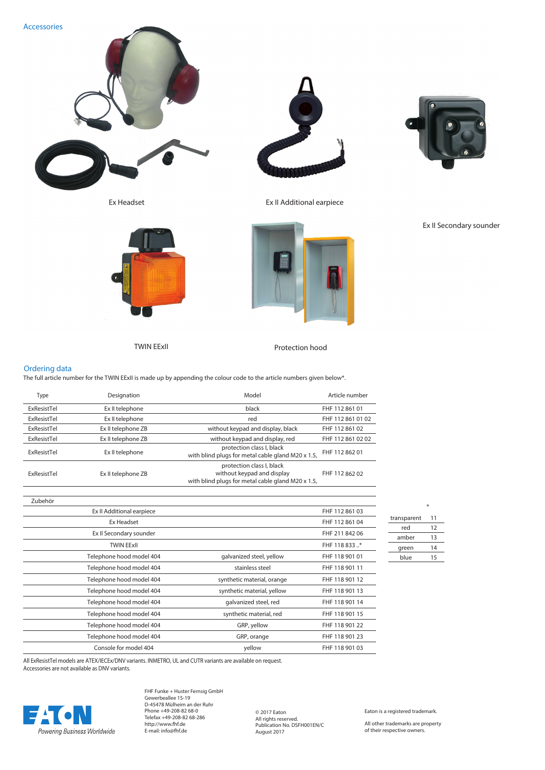## Accessories

Ex Headset

Ex II Additional earpiece

Ex II Secondary sounder

TWIN EExII

Protection hood

## Ordering data

The full article number for the TWIN EExII is made up by appending the colour code to the article numbers given below*.

| Type | Designation | Model | Article number |
|---|---|---|---|
| ExResistTel | Ex II telephone | black | FHF 112 861 01 |
| ExResistTel | Ex II telephone | red | FHF 112 861 01 02 |
| ExResistTel | Ex II telephone ZB | without keypad and display, black | FHF 112 861 02 |
| ExResistTel | Ex II telephone ZB | without keypad and display, red | FHF 112 861 02 02 |
| ExResistTel | Ex II telephone | protection class I, black with blind plugs for metal cable gland M20 x 1.5, | FHF 112 862 01 |
| ExResistTel | Ex II telephone ZB | protection class I, black without keypad and display with blind plugs for metal cable gland M20 x 1.5, | FHF 112 862 02 |

| Zubehör | | |
|---|---|---|
| Ex II Additional earpiece | | FHF 112 861 03 |
| Ex Headset | | FHF 112 861 04 |
| Ex II Secondary sounder | | FHF 211 842 06 |
| TWIN EExII | | FHF 118 833 ..* |
| Telephone hood model 404 | galvanized steel, yellow | FHF 118 901 01 |
| Telephone hood model 404 | stainless steel | FHF 118 901 11 |
| Telephone hood model 404 | synthetic material, orange | FHF 118 901 12 |
| Telephone hood model 404 | synthetic material, yellow | FHF 118 901 13 |
| Telephone hood model 404 | galvanized steel, red | FHF 118 901 14 |
| Telephone hood model 404 | synthetic material, red | FHF 118 901 15 |
| Telephone hood model 404 | GRP, yellow | FHF 118 901 22 |
| Telephone hood model 404 | GRP, orange | FHF 118 901 23 |
| Console for model 404 | yellow | FHF 118 901 03 |

| * | |
|---|---|
| transparent | 11 |
| red | 12 |
| amber | 13 |
| green | 14 |
| blue | 15 |

All ExResistTel models are ATEX/IECEx/DNV variants. INMETRO, UL and CUTR variants are available on request.
Accessories are not available as DNV variants.

EATON
*Powering Business Worldwide*

FHF Funke + Huster Fernsig GmbH
Gewerbeallee 15-19
D-45478 Mülheim an der Ruhr
Phone +49-208-82 68-0
Telefax +49-208-82 68-286
http://www.fhf.de
E-mail: info@fhf.de

© 2017 Eaton
All rights reserved.
Publication No. DSFH001EN/C
August 2017

Eaton is a registered trademark.

All other trademarks are property of their respective owners.